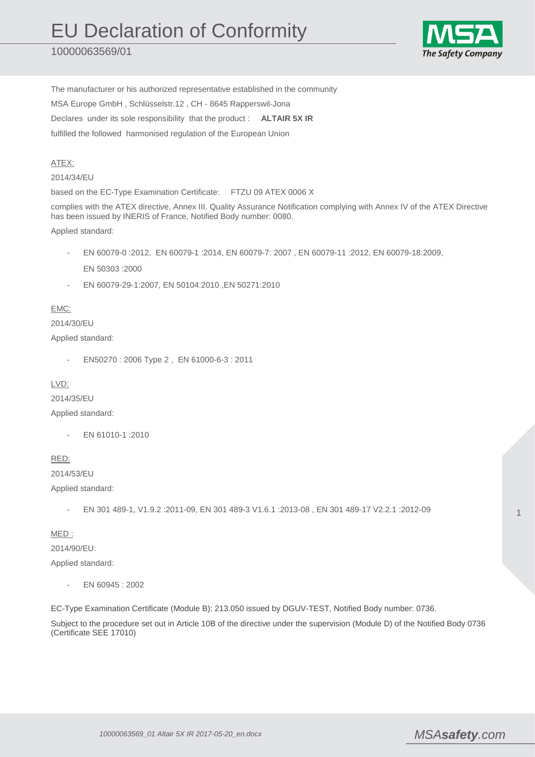# EU Declaration of Conformity

10000063569/01

The manufacturer or his authorized representative established in the community

MSA Europe GmbH , Schlüsselstr.12 , CH - 8645 Rapperswil-Jona

Declares under its sole responsibility that the product : **ALTAIR 5X IR**

fulfilled the followed harmonised regulation of the European Union

ATEX:

2014/34/EU

based on the EC-Type Examination Certificate: FTZU 09 ATEX 0006 X

complies with the ATEX directive, Annex III. Quality Assurance Notification complying with Annex IV of the ATEX Directive has been issued by INERIS of France, Notified Body number: 0080.

Applied standard:

- EN 60079-0 :2012, EN 60079-1 :2014, EN 60079-7: 2007 , EN 60079-11 :2012, EN 60079-18:2009, EN 50303 :2000
- EN 60079-29-1:2007, EN 50104:2010 ,EN 50271:2010

EMC:

2014/30/EU

Applied standard:

- EN50270 : 2006 Type 2 , EN 61000-6-3 : 2011

LVD:

2014/35/EU

Applied standard:

- EN 61010-1 :2010

RED:

2014/53/EU

Applied standard:

- EN 301 489-1, V1.9.2 :2011-09, EN 301 489-3 V1.6.1 :2013-08 , EN 301 489-17 V2.2.1 :2012-09

MED :

2014/90/EU:

Applied standard:

- EN 60945 : 2002

EC-Type Examination Certificate (Module B): 213.050 issued by DGUV-TEST, Notified Body number: 0736.

Subject to the procedure set out in Article 10B of the directive under the supervision (Module D) of the Notified Body 0736 (Certificate SEE 17010)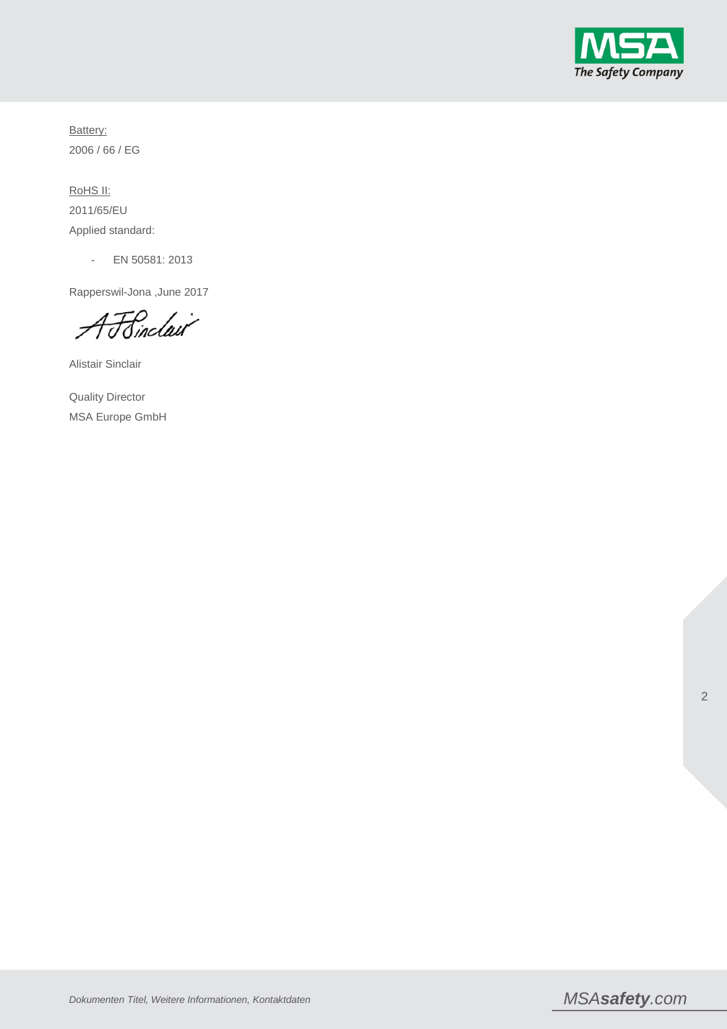Battery:

2006 / 66 / EG

RoHS II:

2011/65/EU

Applied standard:

- EN 50581: 2013

Rapperswil-Jona ,June 2017

Alistair Sinclair

Quality Director

MSA Europe GmbH